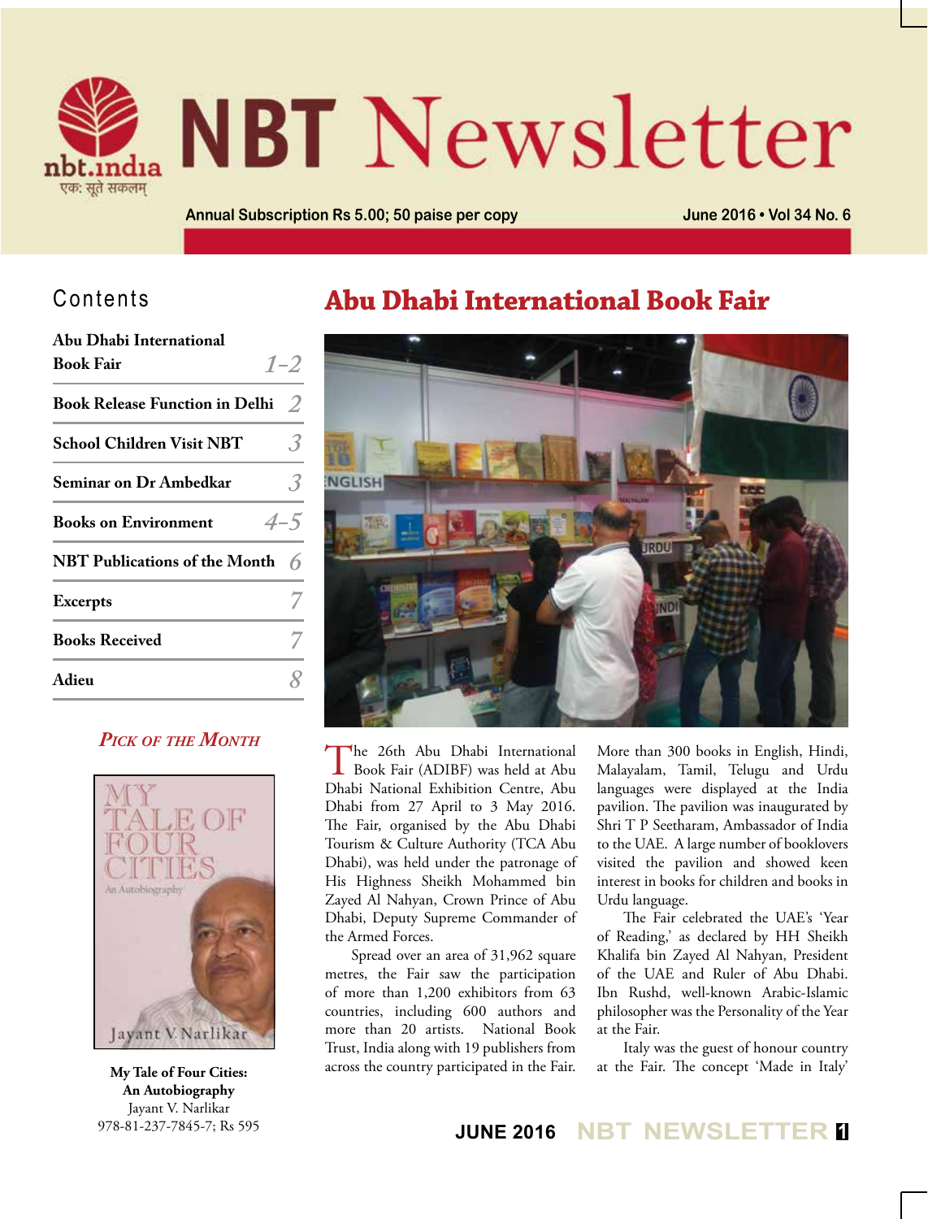# NBT Newsletter

एक: सूते सकलम्

Annual Subscription Rs 5.00; 50 paise per copy

June 2016 • Vol 34 No. 6

## Contents

| | |
|---|---|
| Abu Dhabi International Book Fair | 1–2 |
| Book Release Function in Delhi | 2 |
| School Children Visit NBT | 3 |
| Seminar on Dr Ambedkar | 3 |
| Books on Environment | 4–5 |
| NBT Publications of the Month | 6 |
| Excerpts | 7 |
| Books Received | 7 |
| Adieu | 8 |

### *Pick of the Month*

**My Tale of Four Cities: An Autobiography**
Jayant V. Narlikar
978-81-237-7845-7; Rs 595

## Abu Dhabi International Book Fair

The 26th Abu Dhabi International Book Fair (ADIBF) was held at Abu Dhabi National Exhibition Centre, Abu Dhabi from 27 April to 3 May 2016. The Fair, organised by the Abu Dhabi Tourism & Culture Authority (TCA Abu Dhabi), was held under the patronage of His Highness Sheikh Mohammed bin Zayed Al Nahyan, Crown Prince of Abu Dhabi, Deputy Supreme Commander of the Armed Forces.

Spread over an area of 31,962 square metres, the Fair saw the participation of more than 1,200 exhibitors from 63 countries, including 600 authors and more than 20 artists. National Book Trust, India along with 19 publishers from across the country participated in the Fair. More than 300 books in English, Hindi, Malayalam, Tamil, Telugu and Urdu languages were displayed at the India pavilion. The pavilion was inaugurated by Shri T P Seetharam, Ambassador of India to the UAE. A large number of booklovers visited the pavilion and showed keen interest in books for children and books in Urdu language.

The Fair celebrated the UAE's 'Year of Reading,' as declared by HH Sheikh Khalifa bin Zayed Al Nahyan, President of the UAE and Ruler of Abu Dhabi. Ibn Rushd, well-known Arabic-Islamic philosopher was the Personality of the Year at the Fair.

Italy was the guest of honour country at the Fair. The concept 'Made in Italy'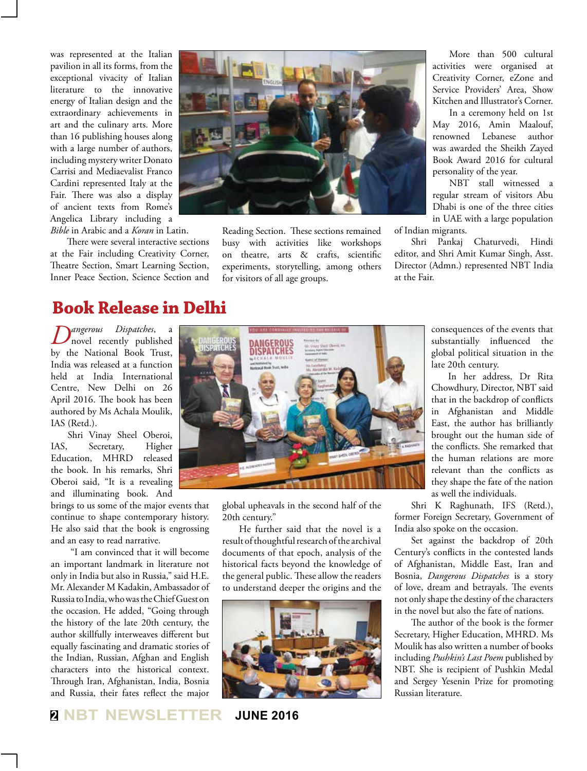was represented at the Italian pavilion in all its forms, from the exceptional vivacity of Italian literature to the innovative energy of Italian design and the extraordinary achievements in art and the culinary arts. More than 16 publishing houses along with a large number of authors, including mystery writer Donato Carrisi and Mediaevalist Franco Cardini represented Italy at the Fair. There was also a display of ancient texts from Rome's Angelica Library including a *Bible* in Arabic and a *Koran* in Latin.

There were several interactive sections at the Fair including Creativity Corner, Theatre Section, Smart Learning Section, Inner Peace Section, Science Section and Reading Section. These sections remained busy with activities like workshops on theatre, arts & crafts, scientific experiments, storytelling, among others for visitors of all age groups.

More than 500 cultural activities were organised at Creativity Corner, eZone and Service Providers' Area, Show Kitchen and Illustrator's Corner.

In a ceremony held on 1st May 2016, Amin Maalouf, renowned Lebanese author was awarded the Sheikh Zayed Book Award 2016 for cultural personality of the year.

NBT stall witnessed a regular stream of visitors Abu Dhabi is one of the three cities in UAE with a large population of Indian migrants.

Shri Pankaj Chaturvedi, Hindi editor, and Shri Amit Kumar Singh, Asst. Director (Admn.) represented NBT India at the Fair.

## Book Release in Delhi

*Dangerous Dispatches*, a novel recently published by the National Book Trust, India was released at a function held at India International Centre, New Delhi on 26 April 2016. The book has been authored by Ms Achala Moulik, IAS (Retd.).

Shri Vinay Sheel Oberoi, IAS, Secretary, Higher Education, MHRD released the book. In his remarks, Shri Oberoi said, "It is a revealing and illuminating book. And brings to us some of the major events that continue to shape contemporary history. He also said that the book is engrossing and an easy to read narrative.

"I am convinced that it will become an important landmark in literature not only in India but also in Russia," said H.E. Mr. Alexander M Kadakin, Ambassador of Russia to India, who was the Chief Guest on the occasion. He added, "Going through the history of the late 20th century, the author skillfully interweaves different but equally fascinating and dramatic stories of the Indian, Russian, Afghan and English characters into the historical context. Through Iran, Afghanistan, India, Bosnia and Russia, their fates reflect the major global upheavals in the second half of the 20th century."

He further said that the novel is a result of thoughtful research of the archival documents of that epoch, analysis of the historical facts beyond the knowledge of the general public. These allow the readers to understand deeper the origins and the consequences of the events that substantially influenced the global political situation in the late 20th century.

In her address, Dr Rita Chowdhury, Director, NBT said that in the backdrop of conflicts in Afghanistan and Middle East, the author has brilliantly brought out the human side of the conflicts. She remarked that the human relations are more relevant than the conflicts as they shape the fate of the nation as well the individuals.

Shri K Raghunath, IFS (Retd.), former Foreign Secretary, Government of India also spoke on the occasion.

Set against the backdrop of 20th Century's conflicts in the contested lands of Afghanistan, Middle East, Iran and Bosnia, *Dangerous Dispatches* is a story of love, dream and betrayals. The events not only shape the destiny of the characters in the novel but also the fate of nations.

The author of the book is the former Secretary, Higher Education, MHRD. Ms Moulik has also written a number of books including *Pushkin's Last Poem* published by NBT. She is recipient of Pushkin Medal and Sergey Yesenin Prize for promoting Russian literature.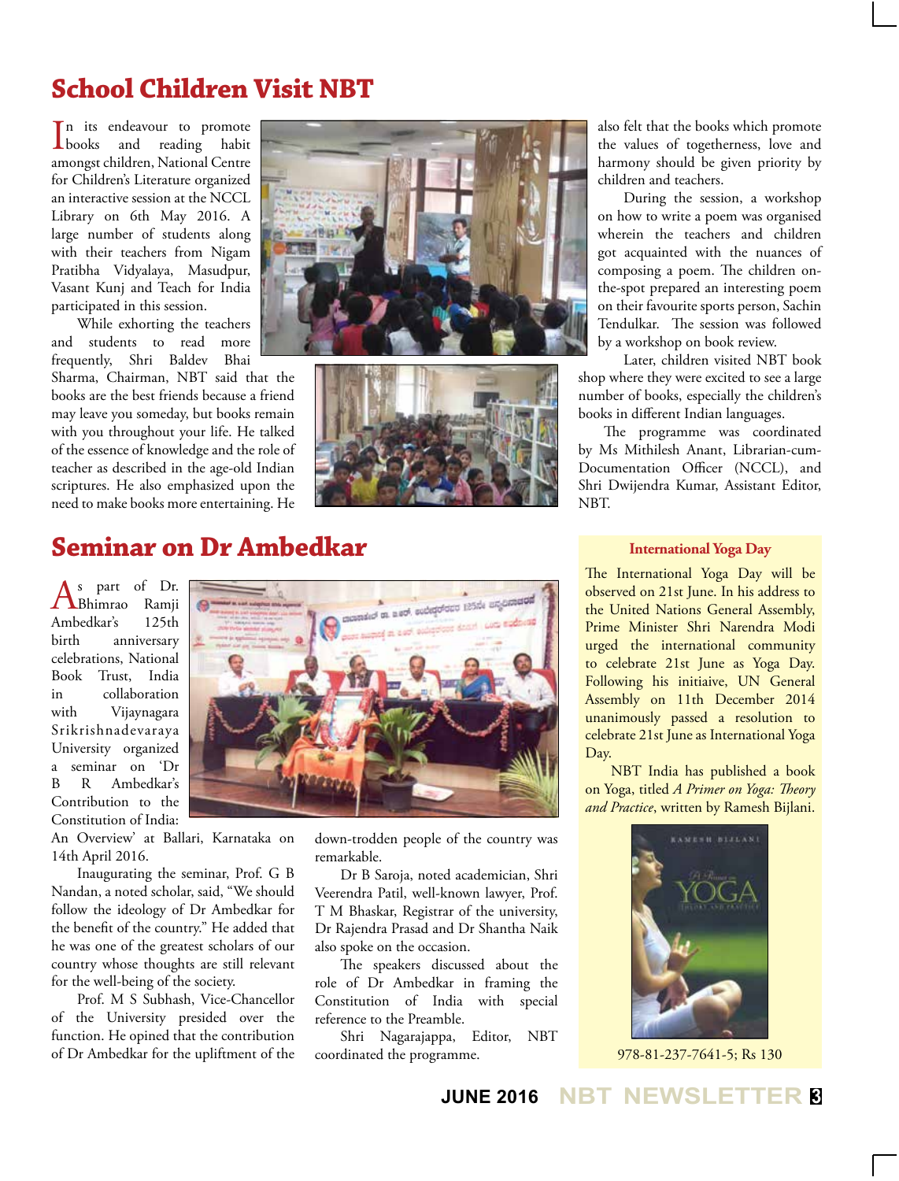# School Children Visit NBT

In its endeavour to promote books and reading habit amongst children, National Centre for Children's Literature organized an interactive session at the NCCL Library on 6th May 2016. A large number of students along with their teachers from Nigam Pratibha Vidyalaya, Masudpur, Vasant Kunj and Teach for India participated in this session.

While exhorting the teachers and students to read more frequently, Shri Baldev Bhai Sharma, Chairman, NBT said that the books are the best friends because a friend may leave you someday, but books remain with you throughout your life. He talked of the essence of knowledge and the role of teacher as described in the age-old Indian scriptures. He also emphasized upon the need to make books more entertaining. He also felt that the books which promote the values of togetherness, love and harmony should be given priority by children and teachers.

During the session, a workshop on how to write a poem was organised wherein the teachers and children got acquainted with the nuances of composing a poem. The children on-the-spot prepared an interesting poem on their favourite sports person, Sachin Tendulkar. The session was followed by a workshop on book review.

Later, children visited NBT book shop where they were excited to see a large number of books, especially the children's books in different Indian languages.

The programme was coordinated by Ms Mithilesh Anant, Librarian-cum-Documentation Officer (NCCL), and Shri Dwijendra Kumar, Assistant Editor, NBT.

# Seminar on Dr Ambedkar

As part of Dr. Bhimrao Ramji Ambedkar's 125th birth anniversary celebrations, National Book Trust, India in collaboration with Vijaynagara Srikrishnadevaraya University organized a seminar on 'Dr B R Ambedkar's Contribution to the Constitution of India: An Overview' at Ballari, Karnataka on 14th April 2016.

Inaugurating the seminar, Prof. G B Nandan, a noted scholar, said, "We should follow the ideology of Dr Ambedkar for the benefit of the country." He added that he was one of the greatest scholars of our country whose thoughts are still relevant for the well-being of the society.

Prof. M S Subhash, Vice-Chancellor of the University presided over the function. He opined that the contribution of Dr Ambedkar for the upliftment of the down-trodden people of the country was remarkable.

Dr B Saroja, noted academician, Shri Veerendra Patil, well-known lawyer, Prof. T M Bhaskar, Registrar of the university, Dr Rajendra Prasad and Dr Shantha Naik also spoke on the occasion.

The speakers discussed about the role of Dr Ambedkar in framing the Constitution of India with special reference to the Preamble.

Shri Nagarajappa, Editor, NBT coordinated the programme.

### International Yoga Day

The International Yoga Day will be observed on 21st June. In his address to the United Nations General Assembly, Prime Minister Shri Narendra Modi urged the international community to celebrate 21st June as Yoga Day. Following his initiaive, UN General Assembly on 11th December 2014 unanimously passed a resolution to celebrate 21st June as International Yoga Day.

NBT India has published a book on Yoga, titled *A Primer on Yoga: Theory and Practice*, written by Ramesh Bijlani.

978-81-237-7641-5; Rs 130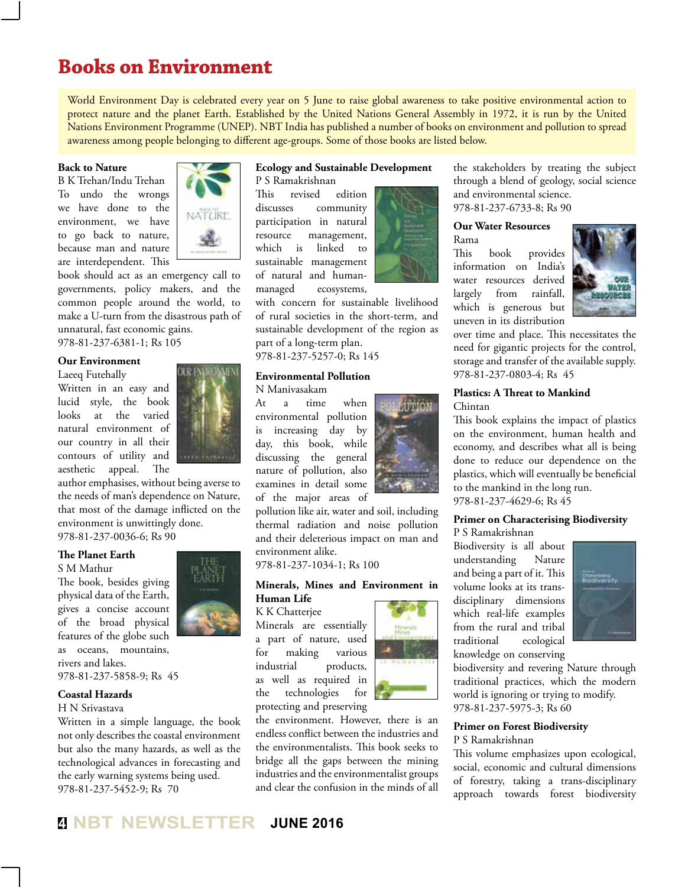# Books on Environment

World Environment Day is celebrated every year on 5 June to raise global awareness to take positive environmental action to protect nature and the planet Earth. Established by the United Nations General Assembly in 1972, it is run by the United Nations Environment Programme (UNEP). NBT India has published a number of books on environment and pollution to spread awareness among people belonging to different age-groups. Some of those books are listed below.

**Back to Nature**
B K Trehan/Indu Trehan
To undo the wrongs we have done to the environment, we have to go back to nature, because man and nature are interdependent. This book should act as an emergency call to governments, policy makers, and the common people around the world, to make a U-turn from the disastrous path of unnatural, fast economic gains.
978-81-237-6381-1; Rs 105

**Our Environment**
Laeeq Futehally
Written in an easy and lucid style, the book looks at the varied natural environment of our country in all their contours of utility and aesthetic appeal. The author emphasises, without being averse to the needs of man's dependence on Nature, that most of the damage inflicted on the environment is unwittingly done.
978-81-237-0036-6; Rs 90

**The Planet Earth**
S M Mathur
The book, besides giving physical data of the Earth, gives a concise account of the broad physical features of the globe such as oceans, mountains, rivers and lakes.
978-81-237-5858-9; Rs 45

**Coastal Hazards**
H N Srivastava
Written in a simple language, the book not only describes the coastal environment but also the many hazards, as well as the technological advances in forecasting and the early warning systems being used.
978-81-237-5452-9; Rs 70

**Ecology and Sustainable Development**
P S Ramakrishnan
This revised edition discusses community participation in natural resource management, which is linked to sustainable management of natural and human-managed ecosystems, with concern for sustainable livelihood of rural societies in the short-term, and sustainable development of the region as part of a long-term plan.
978-81-237-5257-0; Rs 145

**Environmental Pollution**
N Manivasakam
At a time when environmental pollution is increasing day by day, this book, while discussing the general nature of pollution, also examines in detail some of the major areas of pollution like air, water and soil, including thermal radiation and noise pollution and their deleterious impact on man and environment alike.
978-81-237-1034-1; Rs 100

**Minerals, Mines and Environment in Human Life**
K K Chatterjee
Minerals are essentially a part of nature, used for making various industrial products, as well as required in the technologies for protecting and preserving the environment. However, there is an endless conflict between the industries and the environmentalists. This book seeks to bridge all the gaps between the mining industries and the environmentalist groups and clear the confusion in the minds of all the stakeholders by treating the subject through a blend of geology, social science and environmental science.
978-81-237-6733-8; Rs 90

**Our Water Resources**
Rama
This book provides information on India's water resources derived largely from rainfall, which is generous but uneven in its distribution over time and place. This necessitates the need for gigantic projects for the control, storage and transfer of the available supply.
978-81-237-0803-4; Rs 45

**Plastics: A Threat to Mankind**
Chintan
This book explains the impact of plastics on the environment, human health and economy, and describes what all is being done to reduce our dependence on the plastics, which will eventually be beneficial to the mankind in the long run.
978-81-237-4629-6; Rs 45

**Primer on Characterising Biodiversity**
P S Ramakrishnan
Biodiversity is all about understanding Nature and being a part of it. This volume looks at its trans-disciplinary dimensions which real-life examples from the rural and tribal traditional ecological knowledge on conserving biodiversity and revering Nature through traditional practices, which the modern world is ignoring or trying to modify.
978-81-237-5975-3; Rs 60

**Primer on Forest Biodiversity**
P S Ramakrishnan
This volume emphasizes upon ecological, social, economic and cultural dimensions of forestry, taking a trans-disciplinary approach towards forest biodiversity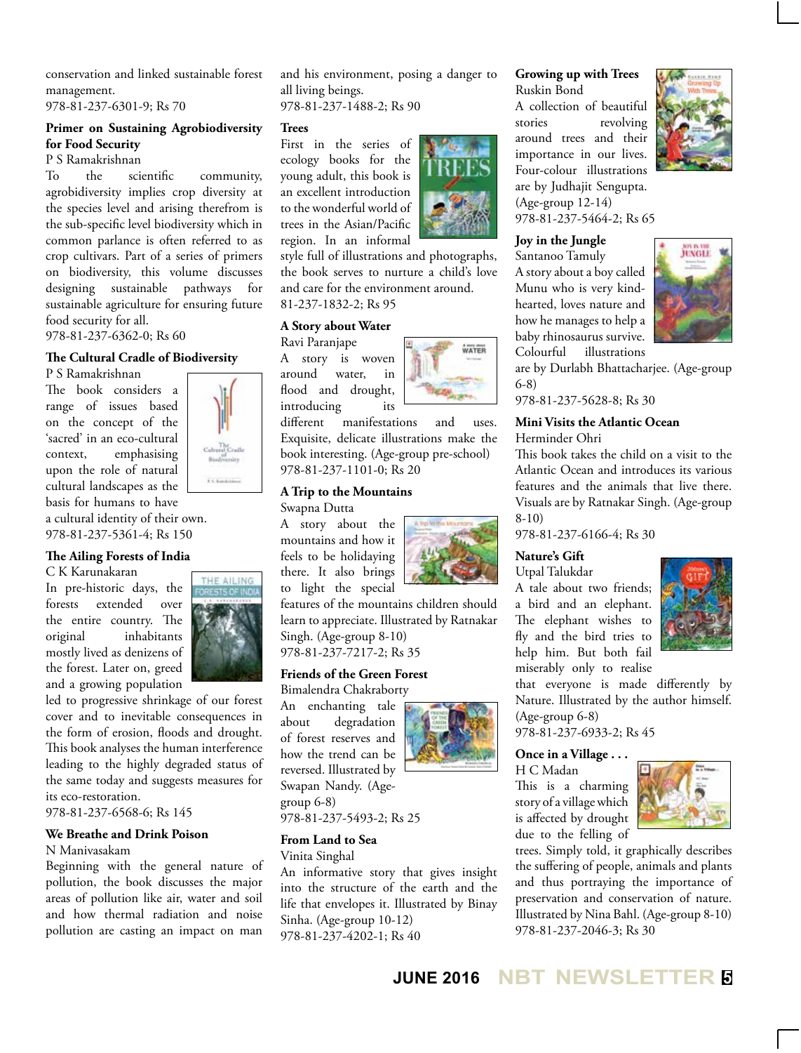conservation and linked sustainable forest management.
978-81-237-6301-9; Rs 70

**Primer on Sustaining Agrobiodiversity for Food Security**
P S Ramakrishnan
To the scientific community, agrobidiversity implies crop diversity at the species level and arising therefrom is the sub-specific level biodiversity which in common parlance is often referred to as crop cultivars. Part of a series of primers on biodiversity, this volume discusses designing sustainable pathways for sustainable agriculture for ensuring future food security for all.
978-81-237-6362-0; Rs 60

**The Cultural Cradle of Biodiversity**
P S Ramakrishnan
The book considers a range of issues based on the concept of the 'sacred' in an eco-cultural context, emphasising upon the role of natural cultural landscapes as the basis for humans to have a cultural identity of their own.
978-81-237-5361-4; Rs 150

**The Ailing Forests of India**
C K Karunakaran
In pre-historic days, the forests extended over the entire country. The original inhabitants mostly lived as denizens of the forest. Later on, greed and a growing population led to progressive shrinkage of our forest cover and to inevitable consequences in the form of erosion, floods and drought. This book analyses the human interference leading to the highly degraded status of the same today and suggests measures for its eco-restoration.
978-81-237-6568-6; Rs 145

**We Breathe and Drink Poison**
N Manivasakam
Beginning with the general nature of pollution, the book discusses the major areas of pollution like air, water and soil and how thermal radiation and noise pollution are casting an impact on man and his environment, posing a danger to all living beings.
978-81-237-1488-2; Rs 90

**Trees**
First in the series of ecology books for the young adult, this book is an excellent introduction to the wonderful world of trees in the Asian/Pacific region. In an informal style full of illustrations and photographs, the book serves to nurture a child's love and care for the environment around.
81-237-1832-2; Rs 95

**A Story about Water**
Ravi Paranjape
A story is woven around water, in flood and drought, introducing its different manifestations and uses. Exquisite, delicate illustrations make the book interesting. (Age-group pre-school)
978-81-237-1101-0; Rs 20

**A Trip to the Mountains**
Swapna Dutta
A story about the mountains and how it feels to be holidaying there. It also brings to light the special features of the mountains children should learn to appreciate. Illustrated by Ratnakar Singh. (Age-group 8-10)
978-81-237-7217-2; Rs 35

**Friends of the Green Forest**
Bimalendra Chakraborty
An enchanting tale about degradation of forest reserves and how the trend can be reversed. Illustrated by Swapan Nandy. (Age-group 6-8)
978-81-237-5493-2; Rs 25

**From Land to Sea**
Vinita Singhal
An informative story that gives insight into the structure of the earth and the life that envelopes it. Illustrated by Binay Sinha. (Age-group 10-12)
978-81-237-4202-1; Rs 40

**Growing up with Trees**
Ruskin Bond
A collection of beautiful stories revolving around trees and their importance in our lives. Four-colour illustrations are by Judhajit Sengupta. (Age-group 12-14)
978-81-237-5464-2; Rs 65

**Joy in the Jungle**
Santanoo Tamuly
A story about a boy called Munu who is very kind-hearted, loves nature and how he manages to help a baby rhinosaurus survive. Colourful illustrations are by Durlabh Bhattacharjee. (Age-group 6-8)
978-81-237-5628-8; Rs 30

**Mini Visits the Atlantic Ocean**
Herminder Ohri
This book takes the child on a visit to the Atlantic Ocean and introduces its various features and the animals that live there. Visuals are by Ratnakar Singh. (Age-group 8-10)
978-81-237-6166-4; Rs 30

**Nature's Gift**
Utpal Talukdar
A tale about two friends; a bird and an elephant. The elephant wishes to fly and the bird tries to help him. But both fail miserably only to realise that everyone is made differently by Nature. Illustrated by the author himself. (Age-group 6-8)
978-81-237-6933-2; Rs 45

**Once in a Village . . .**
H C Madan
This is a charming story of a village which is affected by drought due to the felling of trees. Simply told, it graphically describes the suffering of people, animals and plants and thus portraying the importance of preservation and conservation of nature. Illustrated by Nina Bahl. (Age-group 8-10)
978-81-237-2046-3; Rs 30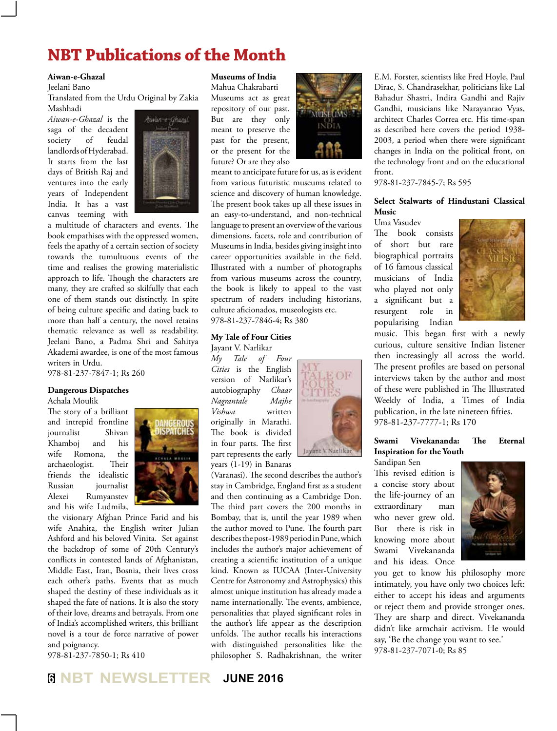# NBT Publications of the Month

**Aiwan-e-Ghazal**
Jeelani Bano
Translated from the Urdu Original by Zakia Mashhadi

*Aiwan-e-Ghazal* is the saga of the decadent society of feudal landlords of Hyderabad. It starts from the last days of British Raj and ventures into the early years of Independent India. It has a vast canvas teeming with a multitude of characters and events. The book empathises with the oppressed women, feels the apathy of a certain section of society towards the tumultuous events of the time and realises the growing materialistic approach to life. Though the characters are many, they are crafted so skilfully that each one of them stands out distinctly. In spite of being culture specific and dating back to more than half a century, the novel retains thematic relevance as well as readability. Jeelani Bano, a Padma Shri and Sahitya Akademi awardee, is one of the most famous writers in Urdu.
978-81-237-7847-1; Rs 260

**Dangerous Dispatches**
Achala Moulik

The story of a brilliant and intrepid frontline journalist Shivan Khamboj and his wife Romona, the archaeologist. Their friends the idealistic Russian journalist Alexei Rumyanstev and his wife Ludmila, the visionary Afghan Prince Farid and his wife Anahita, the English writer Julian Ashford and his beloved Vinita. Set against the backdrop of some of 20th Century's conflicts in contested lands of Afghanistan, Middle East, Iran, Bosnia, their lives cross each other's paths. Events that as much shaped the destiny of these individuals as it shaped the fate of nations. It is also the story of their love, dreams and betrayals. From one of India's accomplished writers, this brilliant novel is a tour de force narrative of power and poignancy.
978-81-237-7850-1; Rs 410

**Museums of India**
Mahua Chakrabarti

Museums act as great repository of our past. But are they only meant to preserve the past for the present, or the present for the future? Or are they also meant to anticipate future for us, as is evident from various futuristic museums related to science and discovery of human knowledge. The present book takes up all these issues in an easy-to-understand, and non-technical language to present an overview of the various dimensions, facets, role and contribution of Museums in India, besides giving insight into career opportunities available in the field. Illustrated with a number of photographs from various museums across the country, the book is likely to appeal to the vast spectrum of readers including historians, culture aficionados, museologists etc.
978-81-237-7846-4; Rs 380

**My Tale of Four Cities**
Jayant V. Narlikar

*My Tale of Four Cities* is the English version of Narlikar's autobiography *Chaar Nagrantale Majhe Vishwa* written originally in Marathi. The book is divided in four parts. The first part represents the early years (1-19) in Banaras (Varanasi). The second describes the author's stay in Cambridge, England first as a student and then continuing as a Cambridge Don. The third part covers the 200 months in Bombay, that is, until the year 1989 when the author moved to Pune. The fourth part describes the post-1989 period in Pune, which includes the author's major achievement of creating a scientific institution of a unique kind. Known as IUCAA (Inter-University Centre for Astronomy and Astrophysics) this almost unique institution has already made a name internationally. The events, ambience, personalities that played significant roles in the author's life appear as the description unfolds. The author recalls his interactions with distinguished personalities like the philosopher S. Radhakrishnan, the writer E.M. Forster, scientists like Fred Hoyle, Paul Dirac, S. Chandrasekhar, politicians like Lal Bahadur Shastri, Indira Gandhi and Rajiv Gandhi, musicians like Narayanrao Vyas, architect Charles Correa etc. His time-span as described here covers the period 1938-2003, a period when there were significant changes in India on the political front, on the technology front and on the educational front.
978-81-237-7845-7; Rs 595

**Select Stalwarts of Hindustani Classical Music**
Uma Vasudev

The book consists of short but rare biographical portraits of 16 famous classical musicians of India who played not only a significant but a resurgent role in popularising Indian music. This began first with a newly curious, culture sensitive Indian listener then increasingly all across the world. The present profiles are based on personal interviews taken by the author and most of these were published in The Illustrated Weekly of India, a Times of India publication, in the late nineteen fifties.
978-81-237-7777-1; Rs 170

**Swami Vivekananda: The Eternal Inspiration for the Youth**
Sandipan Sen

This revised edition is a concise story about the life-journey of an extraordinary man who never grew old. But there is risk in knowing more about Swami Vivekananda and his ideas. Once you get to know his philosophy more intimately, you have only two choices left: either to accept his ideas and arguments or reject them and provide stronger ones. They are sharp and direct. Vivekananda didn't like armchair activism. He would say, 'Be the change you want to see.'
978-81-237-7071-0; Rs 85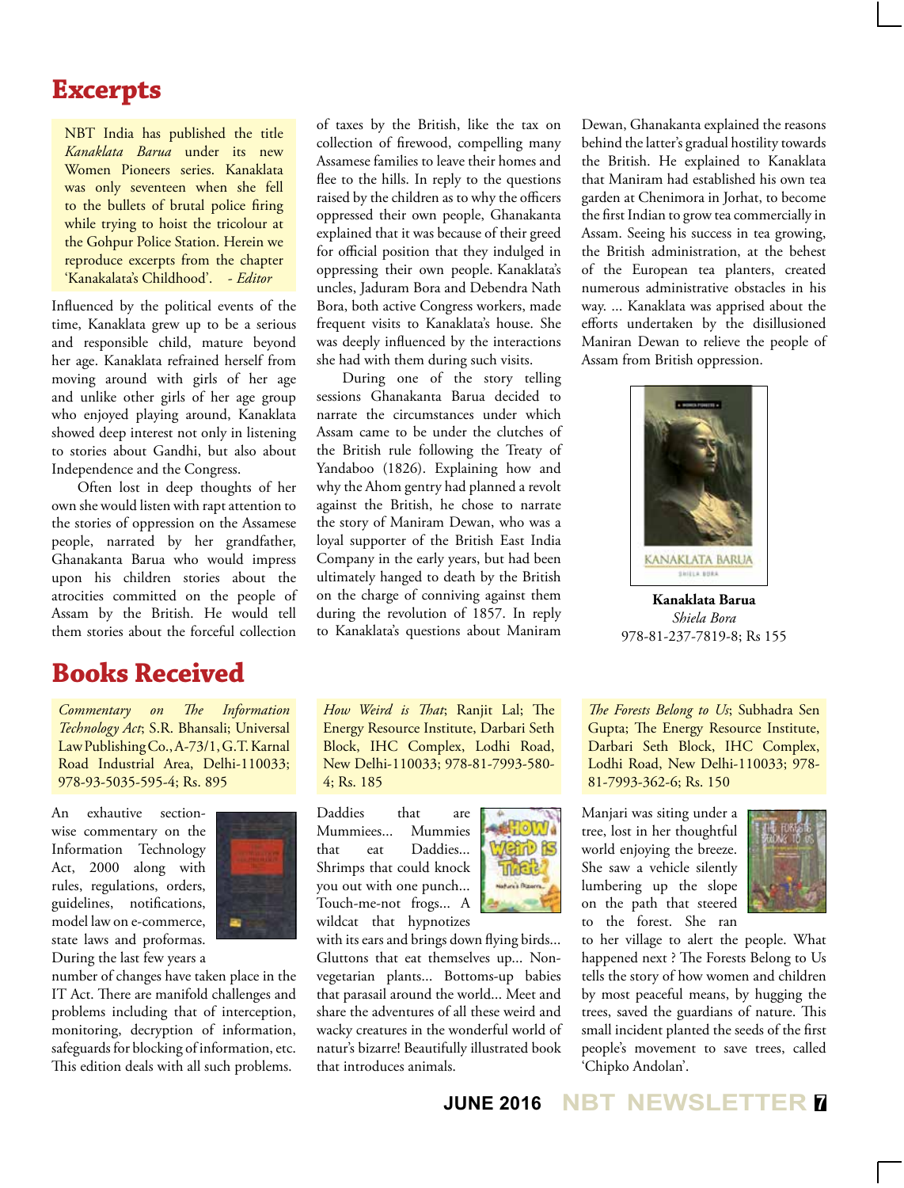# Excerpts

NBT India has published the title *Kanaklata Barua* under its new Women Pioneers series. Kanaklata was only seventeen when she fell to the bullets of brutal police firing while trying to hoist the tricolour at the Gohpur Police Station. Herein we reproduce excerpts from the chapter 'Kanakalata's Childhood'. *- Editor*

Influenced by the political events of the time, Kanaklata grew up to be a serious and responsible child, mature beyond her age. Kanaklata refrained herself from moving around with girls of her age and unlike other girls of her age group who enjoyed playing around, Kanaklata showed deep interest not only in listening to stories about Gandhi, but also about Independence and the Congress.

Often lost in deep thoughts of her own she would listen with rapt attention to the stories of oppression on the Assamese people, narrated by her grandfather, Ghanakanta Barua who would impress upon his children stories about the atrocities committed on the people of Assam by the British. He would tell them stories about the forceful collection of taxes by the British, like the tax on collection of firewood, compelling many Assamese families to leave their homes and flee to the hills. In reply to the questions raised by the children as to why the officers oppressed their own people, Ghanakanta explained that it was because of their greed for official position that they indulged in oppressing their own people. Kanaklata's uncles, Jaduram Bora and Debendra Nath Bora, both active Congress workers, made frequent visits to Kanaklata's house. She was deeply influenced by the interactions she had with them during such visits.

During one of the story telling sessions Ghanakanta Barua decided to narrate the circumstances under which Assam came to be under the clutches of the British rule following the Treaty of Yandaboo (1826). Explaining how and why the Ahom gentry had planned a revolt against the British, he chose to narrate the story of Maniram Dewan, who was a loyal supporter of the British East India Company in the early years, but had been ultimately hanged to death by the British on the charge of conniving against them during the revolution of 1857. In reply to Kanaklata's questions about Maniram Dewan, Ghanakanta explained the reasons behind the latter's gradual hostility towards the British. He explained to Kanaklata that Maniram had established his own tea garden at Chenimora in Jorhat, to become the first Indian to grow tea commercially in Assam. Seeing his success in tea growing, the British administration, at the behest of the European tea planters, created numerous administrative obstacles in his way. ... Kanaklata was apprised about the efforts undertaken by the disillusioned Maniran Dewan to relieve the people of Assam from British oppression.

**Kanaklata Barua**
*Shiela Bora*
978-81-237-7819-8; Rs 155

# Books Received

*Commentary on The Information Technology Act*; S.R. Bhansali; Universal Law Publishing Co., A-73/1, G.T. Karnal Road Industrial Area, Delhi-110033; 978-93-5035-595-4; Rs. 895

An exhautive section-wise commentary on the Information Technology Act, 2000 along with rules, regulations, orders, guidelines, notifications, model law on e-commerce, state laws and proformas. During the last few years a number of changes have taken place in the IT Act. There are manifold challenges and problems including that of interception, monitoring, decryption of information, safeguards for blocking of information, etc. This edition deals with all such problems.

*How Weird is That*; Ranjit Lal; The Energy Resource Institute, Darbari Seth Block, IHC Complex, Lodhi Road, New Delhi-110033; 978-81-7993-580-4; Rs. 185

Daddies that are Mummiees... Mummies that eat Daddies... Shrimps that could knock you out with one punch... Touch-me-not frogs... A wildcat that hypnotizes with its ears and brings down flying birds... Gluttons that eat themselves up... Non-vegetarian plants... Bottoms-up babies that parasail around the world... Meet and share the adventures of all these weird and wacky creatures in the wonderful world of natur's bizarre! Beautifully illustrated book that introduces animals.

*The Forests Belong to Us*; Subhadra Sen Gupta; The Energy Resource Institute, Darbari Seth Block, IHC Complex, Lodhi Road, New Delhi-110033; 978-81-7993-362-6; Rs. 150

Manjari was siting under a tree, lost in her thoughtful world enjoying the breeze. She saw a vehicle silently lumbering up the slope on the path that steered to the forest. She ran to her village to alert the people. What happened next ? The Forests Belong to Us tells the story of how women and children by most peaceful means, by hugging the trees, saved the guardians of nature. This small incident planted the seeds of the first people's movement to save trees, called 'Chipko Andolan'.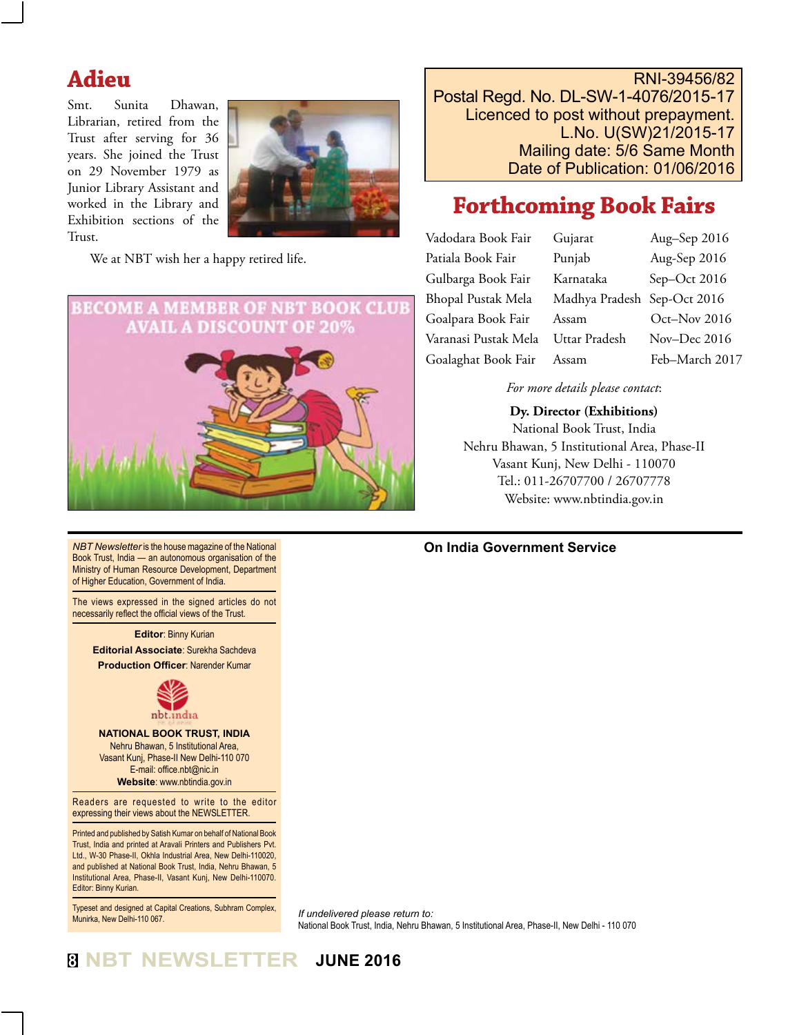## Adieu

Smt. Sunita Dhawan, Librarian, retired from the Trust after serving for 36 years. She joined the Trust on 29 November 1979 as Junior Library Assistant and worked in the Library and Exhibition sections of the Trust.

We at NBT wish her a happy retired life.

BECOME A MEMBER OF NBT BOOK CLUB
AVAIL A DISCOUNT OF 20%

RNI-39456/82
Postal Regd. No. DL-SW-1-4076/2015-17
Licenced to post without prepayment.
L.No. U(SW)21/2015-17
Mailing date: 5/6 Same Month
Date of Publication: 01/06/2016

## Forthcoming Book Fairs

| | | |
|---|---|---|
| Vadodara Book Fair | Gujarat | Aug–Sep 2016 |
| Patiala Book Fair | Punjab | Aug-Sep 2016 |
| Gulbarga Book Fair | Karnataka | Sep–Oct 2016 |
| Bhopal Pustak Mela | Madhya Pradesh | Sep-Oct 2016 |
| Goalpara Book Fair | Assam | Oct–Nov 2016 |
| Varanasi Pustak Mela | Uttar Pradesh | Nov–Dec 2016 |
| Goalaghat Book Fair | Assam | Feb–March 2017 |

*For more details please contact*:

**Dy. Director (Exhibitions)**
National Book Trust, India
Nehru Bhawan, 5 Institutional Area, Phase-II
Vasant Kunj, New Delhi - 110070
Tel.: 011-26707700 / 26707778
Website: www.nbtindia.gov.in

*NBT Newsletter* is the house magazine of the National Book Trust, India — an autonomous organisation of the Ministry of Human Resource Development, Department of Higher Education, Government of India.

The views expressed in the signed articles do not necessarily reflect the official views of the Trust.

**Editor**: Binny Kurian
**Editorial Associate**: Surekha Sachdeva
**Production Officer**: Narender Kumar

nbt.india

**NATIONAL BOOK TRUST, INDIA**
Nehru Bhawan, 5 Institutional Area,
Vasant Kunj, Phase-II New Delhi-110 070
E-mail: office.nbt@nic.in
**Website**: www.nbtindia.gov.in

Readers are requested to write to the editor expressing their views about the NEWSLETTER.

Printed and published by Satish Kumar on behalf of National Book Trust, India and printed at Aravali Printers and Publishers Pvt. Ltd., W-30 Phase-II, Okhla Industrial Area, New Delhi-110020, and published at National Book Trust, India, Nehru Bhawan, 5 Institutional Area, Phase-II, Vasant Kunj, New Delhi-110070. Editor: Binny Kurian.

Typeset and designed at Capital Creations, Subhram Complex, Munirka, New Delhi-110 067.

**On India Government Service**

*If undelivered please return to:*
National Book Trust, India, Nehru Bhawan, 5 Institutional Area, Phase-II, New Delhi - 110 070